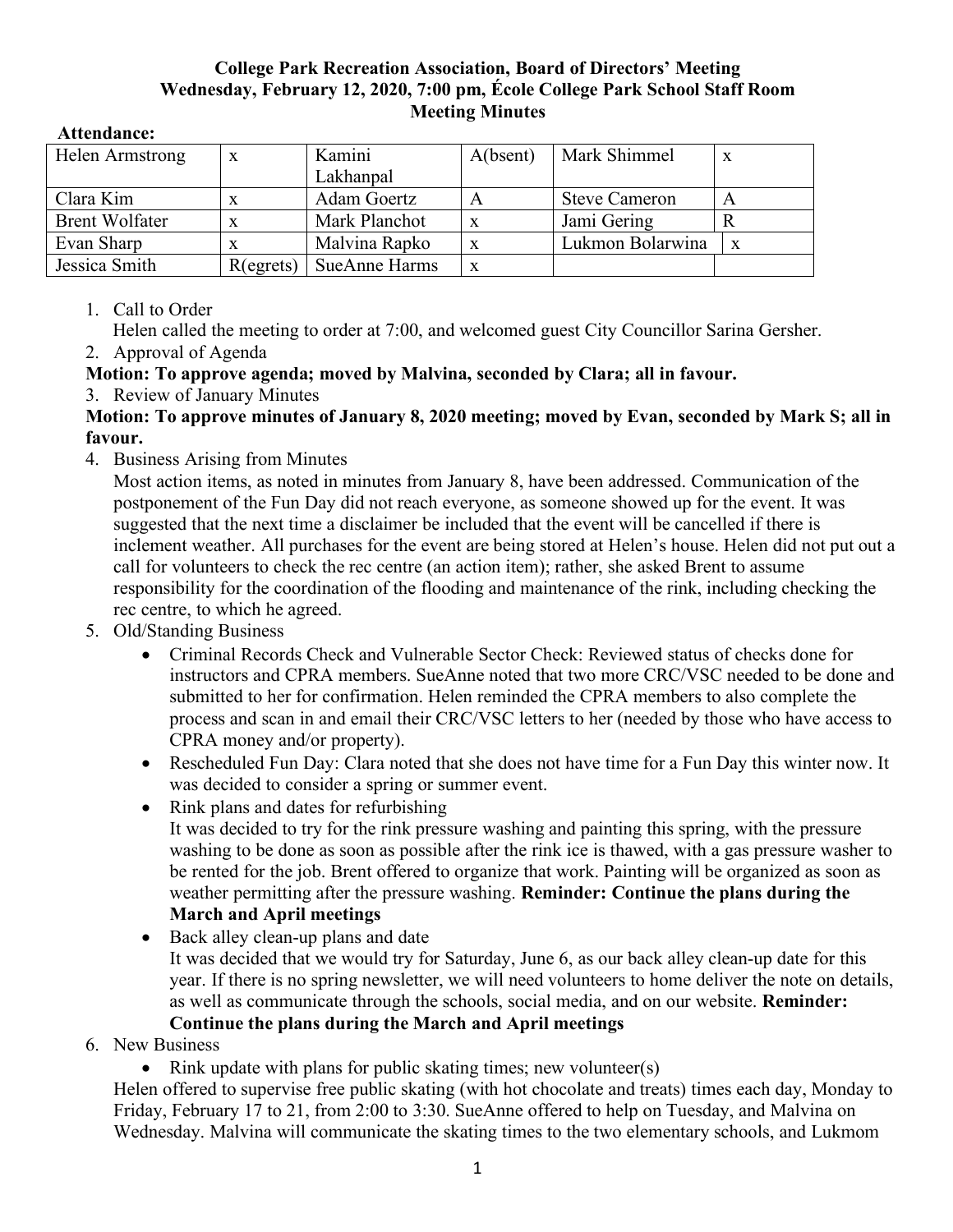**College Park Recreation Association, Board of Directors' Meeting**
**Wednesday, February 12, 2020, 7:00 pm, École College Park School Staff Room**
**Meeting Minutes**

**Attendance:**

| Helen Armstrong | x | Kamini Lakhanpal | A(bsent) | Mark Shimmel | x |
|---|---|---|---|---|---|
| Clara Kim | x | Adam Goertz | A | Steve Cameron | A |
| Brent Wolfater | x | Mark Planchot | x | Jami Gering | R |
| Evan Sharp | x | Malvina Rapko | x | Lukmon Bolarwina | x |
| Jessica Smith | R(egrets) | SueAnne Harms | x | | |

1. Call to Order
   Helen called the meeting to order at 7:00, and welcomed guest City Councillor Sarina Gersher.
2. Approval of Agenda

**Motion: To approve agenda; moved by Malvina, seconded by Clara; all in favour.**

3. Review of January Minutes

**Motion: To approve minutes of January 8, 2020 meeting; moved by Evan, seconded by Mark S; all in favour.**

4. Business Arising from Minutes
   Most action items, as noted in minutes from January 8, have been addressed. Communication of the postponement of the Fun Day did not reach everyone, as someone showed up for the event. It was suggested that the next time a disclaimer be included that the event will be cancelled if there is inclement weather. All purchases for the event are being stored at Helen's house. Helen did not put out a call for volunteers to check the rec centre (an action item); rather, she asked Brent to assume responsibility for the coordination of the flooding and maintenance of the rink, including checking the rec centre, to which he agreed.
5. Old/Standing Business
   - Criminal Records Check and Vulnerable Sector Check: Reviewed status of checks done for instructors and CPRA members. SueAnne noted that two more CRC/VSC needed to be done and submitted to her for confirmation. Helen reminded the CPRA members to also complete the process and scan in and email their CRC/VSC letters to her (needed by those who have access to CPRA money and/or property).
   - Rescheduled Fun Day: Clara noted that she does not have time for a Fun Day this winter now. It was decided to consider a spring or summer event.
   - Rink plans and dates for refurbishing
     It was decided to try for the rink pressure washing and painting this spring, with the pressure washing to be done as soon as possible after the rink ice is thawed, with a gas pressure washer to be rented for the job. Brent offered to organize that work. Painting will be organized as soon as weather permitting after the pressure washing. **Reminder: Continue the plans during the March and April meetings**
   - Back alley clean-up plans and date
     It was decided that we would try for Saturday, June 6, as our back alley clean-up date for this year. If there is no spring newsletter, we will need volunteers to home deliver the note on details, as well as communicate through the schools, social media, and on our website. **Reminder: Continue the plans during the March and April meetings**
6. New Business
   - Rink update with plans for public skating times; new volunteer(s)

   Helen offered to supervise free public skating (with hot chocolate and treats) times each day, Monday to Friday, February 17 to 21, from 2:00 to 3:30. SueAnne offered to help on Tuesday, and Malvina on Wednesday. Malvina will communicate the skating times to the two elementary schools, and Lukmom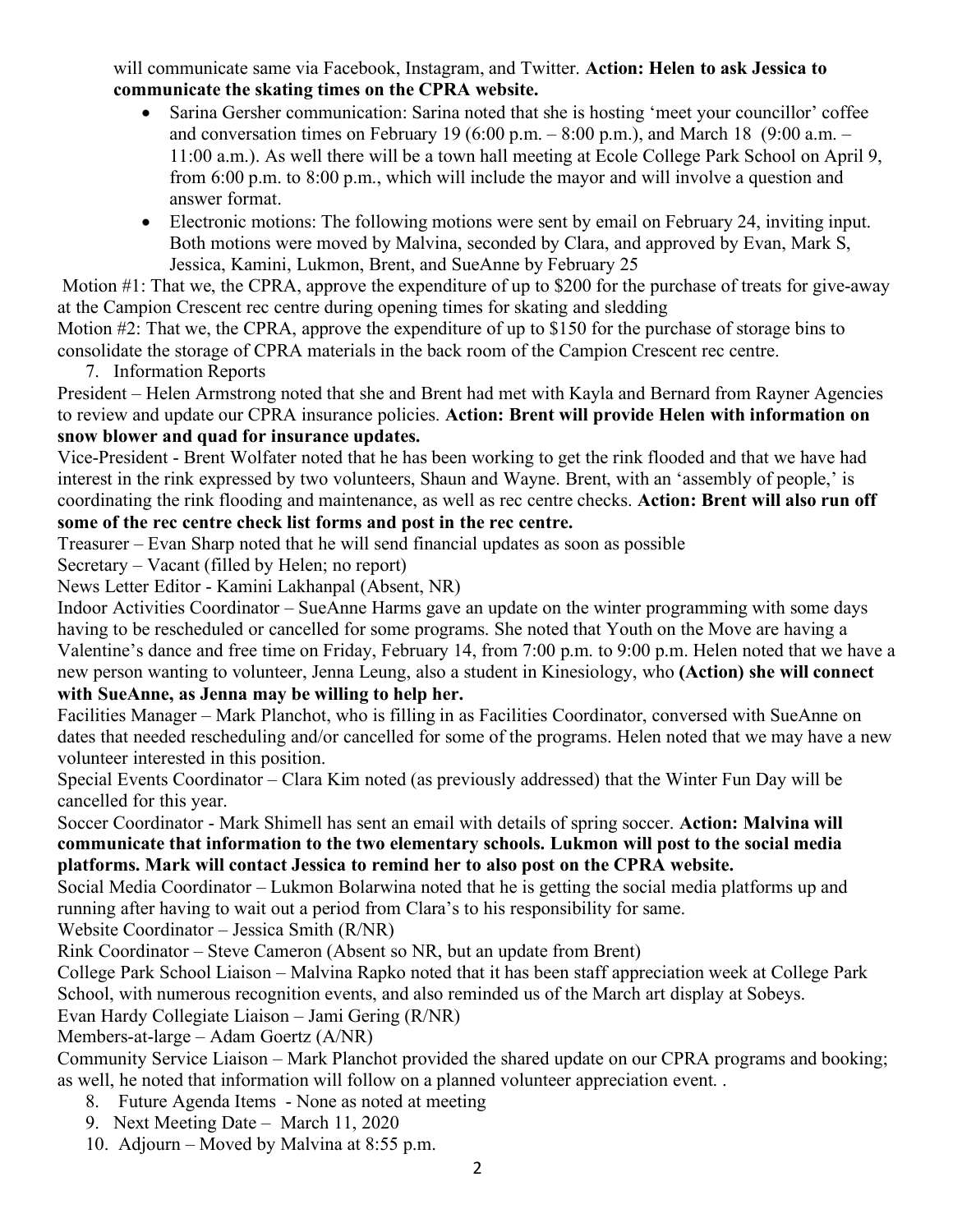will communicate same via Facebook, Instagram, and Twitter. **Action: Helen to ask Jessica to communicate the skating times on the CPRA website.**

- Sarina Gersher communication: Sarina noted that she is hosting 'meet your councillor' coffee and conversation times on February 19 (6:00 p.m. – 8:00 p.m.), and March 18 (9:00 a.m. – 11:00 a.m.). As well there will be a town hall meeting at Ecole College Park School on April 9, from 6:00 p.m. to 8:00 p.m., which will include the mayor and will involve a question and answer format.
- Electronic motions: The following motions were sent by email on February 24, inviting input. Both motions were moved by Malvina, seconded by Clara, and approved by Evan, Mark S, Jessica, Kamini, Lukmon, Brent, and SueAnne by February 25

Motion #1: That we, the CPRA, approve the expenditure of up to $200 for the purchase of treats for give-away at the Campion Crescent rec centre during opening times for skating and sledding

Motion #2: That we, the CPRA, approve the expenditure of up to $150 for the purchase of storage bins to consolidate the storage of CPRA materials in the back room of the Campion Crescent rec centre.

7. Information Reports

President – Helen Armstrong noted that she and Brent had met with Kayla and Bernard from Rayner Agencies to review and update our CPRA insurance policies. **Action: Brent will provide Helen with information on snow blower and quad for insurance updates.**

Vice-President - Brent Wolfater noted that he has been working to get the rink flooded and that we have had interest in the rink expressed by two volunteers, Shaun and Wayne. Brent, with an 'assembly of people,' is coordinating the rink flooding and maintenance, as well as rec centre checks. **Action: Brent will also run off some of the rec centre check list forms and post in the rec centre.**

Treasurer – Evan Sharp noted that he will send financial updates as soon as possible

Secretary – Vacant (filled by Helen; no report)

News Letter Editor - Kamini Lakhanpal (Absent, NR)

Indoor Activities Coordinator – SueAnne Harms gave an update on the winter programming with some days having to be rescheduled or cancelled for some programs. She noted that Youth on the Move are having a Valentine's dance and free time on Friday, February 14, from 7:00 p.m. to 9:00 p.m. Helen noted that we have a new person wanting to volunteer, Jenna Leung, also a student in Kinesiology, who **(Action) she will connect with SueAnne, as Jenna may be willing to help her.**

Facilities Manager – Mark Planchot, who is filling in as Facilities Coordinator, conversed with SueAnne on dates that needed rescheduling and/or cancelled for some of the programs. Helen noted that we may have a new volunteer interested in this position.

Special Events Coordinator – Clara Kim noted (as previously addressed) that the Winter Fun Day will be cancelled for this year.

Soccer Coordinator - Mark Shimell has sent an email with details of spring soccer. **Action: Malvina will communicate that information to the two elementary schools. Lukmon will post to the social media platforms. Mark will contact Jessica to remind her to also post on the CPRA website.**

Social Media Coordinator – Lukmon Bolarwina noted that he is getting the social media platforms up and running after having to wait out a period from Clara's to his responsibility for same.

Website Coordinator – Jessica Smith (R/NR)

Rink Coordinator – Steve Cameron (Absent so NR, but an update from Brent)

College Park School Liaison – Malvina Rapko noted that it has been staff appreciation week at College Park School, with numerous recognition events, and also reminded us of the March art display at Sobeys.

Evan Hardy Collegiate Liaison – Jami Gering (R/NR)

Members-at-large – Adam Goertz (A/NR)

Community Service Liaison – Mark Planchot provided the shared update on our CPRA programs and booking; as well, he noted that information will follow on a planned volunteer appreciation event. .

8. Future Agenda Items - None as noted at meeting
9. Next Meeting Date – March 11, 2020
10. Adjourn – Moved by Malvina at 8:55 p.m.